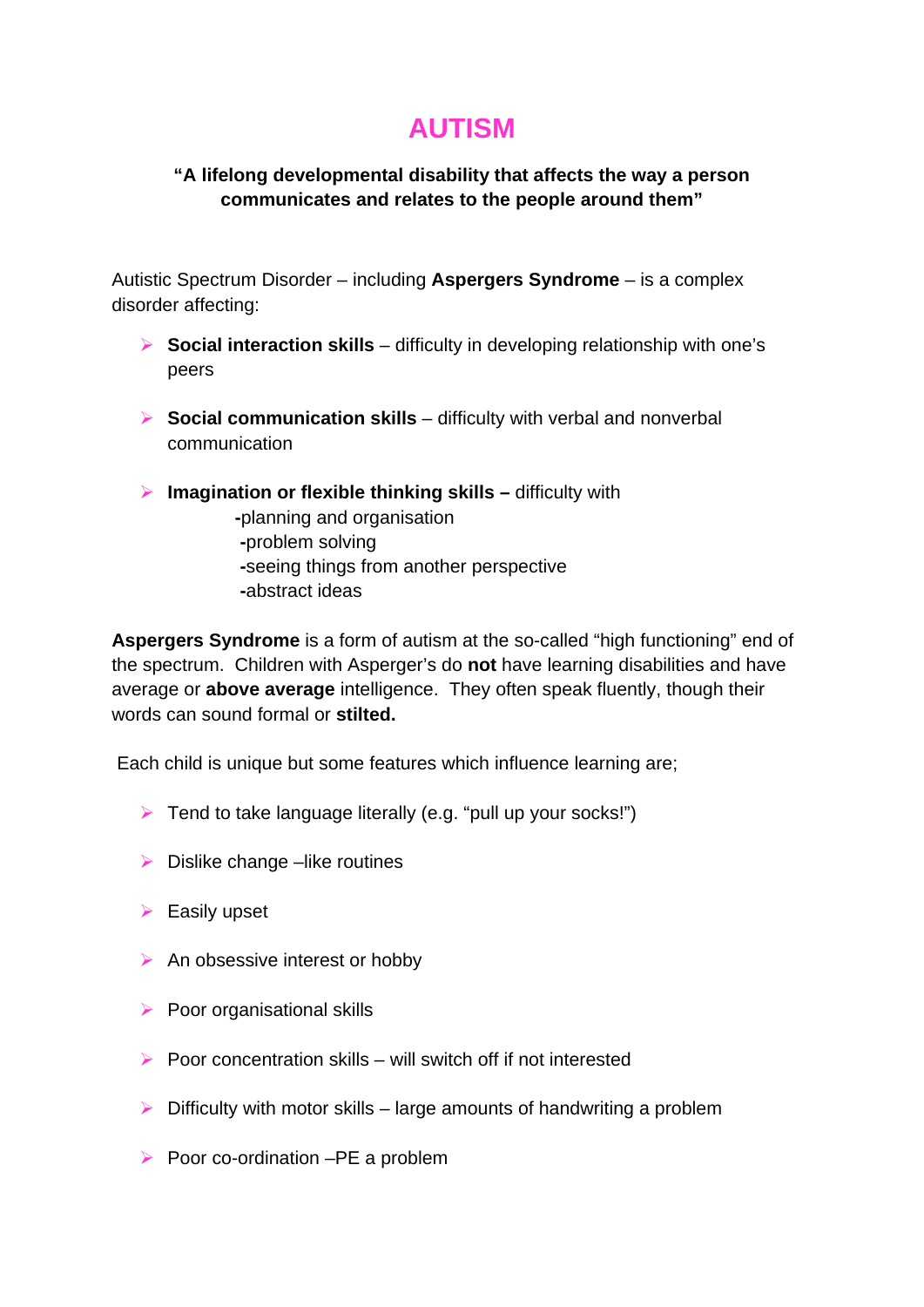# AUTISM

**"A lifelong developmental disability that affects the way a person communicates and relates to the people around them"**

Autistic Spectrum Disorder – including **Aspergers Syndrome** – is a complex disorder affecting:

- **Social interaction skills** – difficulty in developing relationship with one's peers
- **Social communication skills** – difficulty with verbal and nonverbal communication
- **Imagination or flexible thinking skills –** difficulty with
  - -planning and organisation
  - -problem solving
  - -seeing things from another perspective
  - -abstract ideas

**Aspergers Syndrome** is a form of autism at the so-called "high functioning" end of the spectrum. Children with Asperger's do **not** have learning disabilities and have average or **above average** intelligence. They often speak fluently, though their words can sound formal or **stilted.**

Each child is unique but some features which influence learning are;

- Tend to take language literally (e.g. "pull up your socks!")
- Dislike change –like routines
- Easily upset
- An obsessive interest or hobby
- Poor organisational skills
- Poor concentration skills – will switch off if not interested
- Difficulty with motor skills – large amounts of handwriting a problem
- Poor co-ordination –PE a problem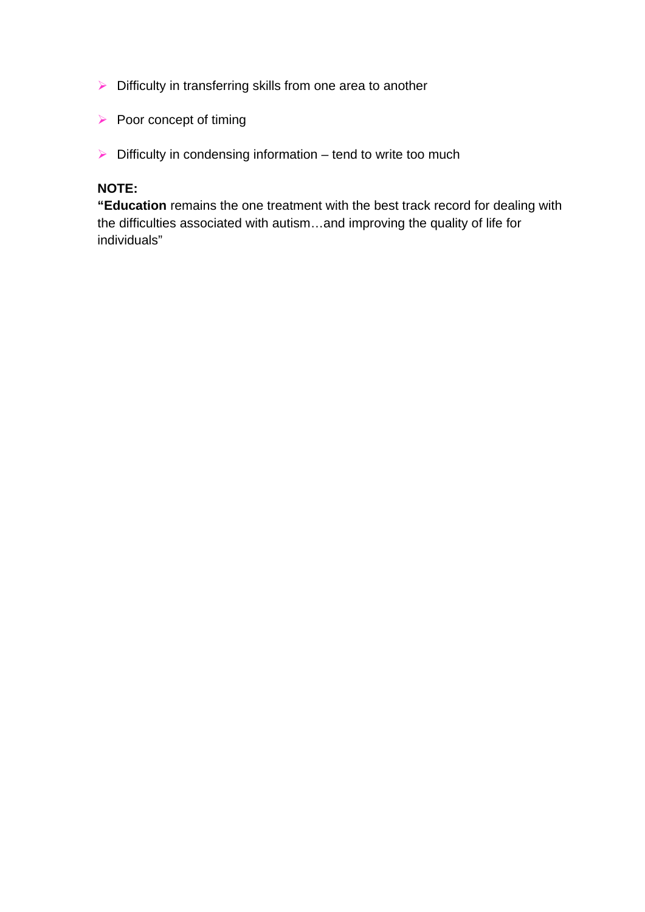- Difficulty in transferring skills from one area to another
- Poor concept of timing
- Difficulty in condensing information – tend to write too much

**NOTE:**
**"Education** remains the one treatment with the best track record for dealing with the difficulties associated with autism…and improving the quality of life for individuals"